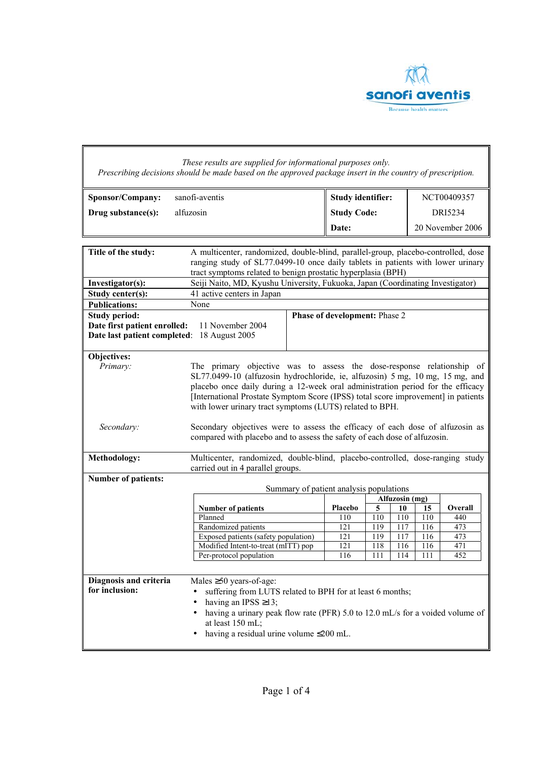*These results are supplied for informational purposes only.*
*Prescribing decisions should be made based on the approved package insert in the country of prescription.*

| | | | |
|---|---|---|---|
| **Sponsor/Company:** | sanofi-aventis | **Study identifier:** | NCT00409357 |
| **Drug substance(s):** | alfuzosin | **Study Code:** | DRI5234 |
| | | **Date:** | 20 November 2006 |

**Title of the study:** A multicenter, randomized, double-blind, parallel-group, placebo-controlled, dose ranging study of SL77.0499-10 once daily tablets in patients with lower urinary tract symptoms related to benign prostatic hyperplasia (BPH)

**Investigator(s):** Seiji Naito, MD, Kyushu University, Fukuoka, Japan (Coordinating Investigator)

**Study center(s):** 41 active centers in Japan

**Publications:** None

**Study period:**
**Date first patient enrolled:** 11 November 2004
**Date last patient completed:** 18 August 2005

**Phase of development:** Phase 2

**Objectives:**

*Primary:* The primary objective was to assess the dose-response relationship of SL77.0499-10 (alfuzosin hydrochloride, ie, alfuzosin) 5 mg, 10 mg, 15 mg, and placebo once daily during a 12-week oral administration period for the efficacy [International Prostate Symptom Score (IPSS) total score improvement] in patients with lower urinary tract symptoms (LUTS) related to BPH.

*Secondary:* Secondary objectives were to assess the efficacy of each dose of alfuzosin as compared with placebo and to assess the safety of each dose of alfuzosin.

**Methodology:** Multicenter, randomized, double-blind, placebo-controlled, dose-ranging study carried out in 4 parallel groups.

**Number of patients:**

Summary of patient analysis populations

| Number of patients | Placebo | Alfuzosin (mg) 5 | 10 | 15 | Overall |
|---|---|---|---|---|---|
| Planned | 110 | 110 | 110 | 110 | 440 |
| Randomized patients | 121 | 119 | 117 | 116 | 473 |
| Exposed patients (safety population) | 121 | 119 | 117 | 116 | 473 |
| Modified Intent-to-treat (mITT) pop | 121 | 118 | 116 | 116 | 471 |
| Per-protocol population | 116 | 111 | 114 | 111 | 452 |

**Diagnosis and criteria for inclusion:**

Males ≥50 years-of-age:

- suffering from LUTS related to BPH for at least 6 months;
- having an IPSS ≥13;
- having a urinary peak flow rate (PFR) 5.0 to 12.0 mL/s for a voided volume of at least 150 mL;
- having a residual urine volume ≤200 mL.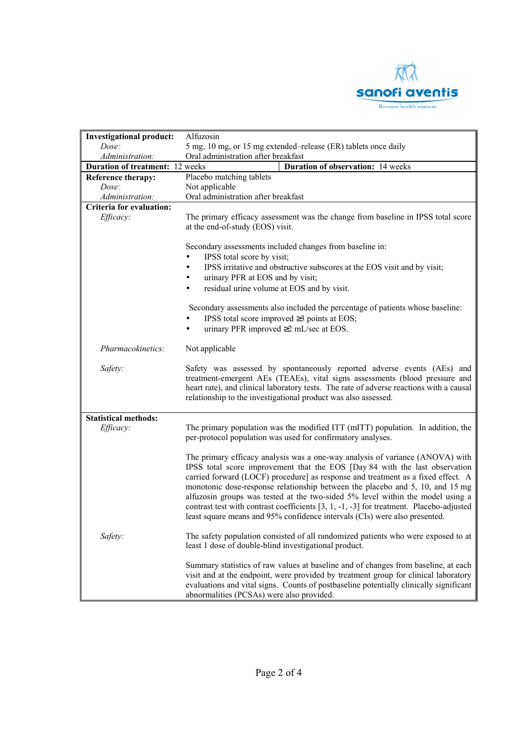| | |
|---|---|
| **Investigational product:** | Alfuzosin |
| *Dose:* | 5 mg, 10 mg, or 15 mg extended–release (ER) tablets once daily |
| *Administration:* | Oral administration after breakfast |
| **Duration of treatment:** 12 weeks | **Duration of observation:** 14 weeks |
| **Reference therapy:** | Placebo matching tablets |
| *Dose:* | Not applicable |
| *Administration:* | Oral administration after breakfast |

**Criteria for evaluation:**

*Efficacy:*

The primary efficacy assessment was the change from baseline in IPSS total score at the end-of-study (EOS) visit.

Secondary assessments included changes from baseline in:

- IPSS total score by visit;
- IPSS irritative and obstructive subscores at the EOS visit and by visit;
- urinary PFR at EOS and by visit;
- residual urine volume at EOS and by visit.

Secondary assessments also included the percentage of patients whose baseline:

- IPSS total score improved ≥3 points at EOS;
- urinary PFR improved ≥2 mL/sec at EOS.

*Pharmacokinetics:* Not applicable

*Safety:* Safety was assessed by spontaneously reported adverse events (AEs) and treatment-emergent AEs (TEAEs), vital signs assessments (blood pressure and heart rate), and clinical laboratory tests. The rate of adverse reactions with a causal relationship to the investigational product was also assessed.

**Statistical methods:**

*Efficacy:*

The primary population was the modified ITT (mITT) population. In addition, the per-protocol population was used for confirmatory analyses.

The primary efficacy analysis was a one-way analysis of variance (ANOVA) with IPSS total score improvement that the EOS [Day 84 with the last observation carried forward (LOCF) procedure] as response and treatment as a fixed effect. A monotonic dose-response relationship between the placebo and 5, 10, and 15 mg alfuzosin groups was tested at the two-sided 5% level within the model using a contrast test with contrast coefficients [3, 1, -1, -3] for treatment. Placebo-adjusted least square means and 95% confidence intervals (CIs) were also presented.

*Safety:*

The safety population consisted of all randomized patients who were exposed to at least 1 dose of double-blind investigational product.

Summary statistics of raw values at baseline and of changes from baseline, at each visit and at the endpoint, were provided by treatment group for clinical laboratory evaluations and vital signs. Counts of postbaseline potentially clinically significant abnormalities (PCSAs) were also provided.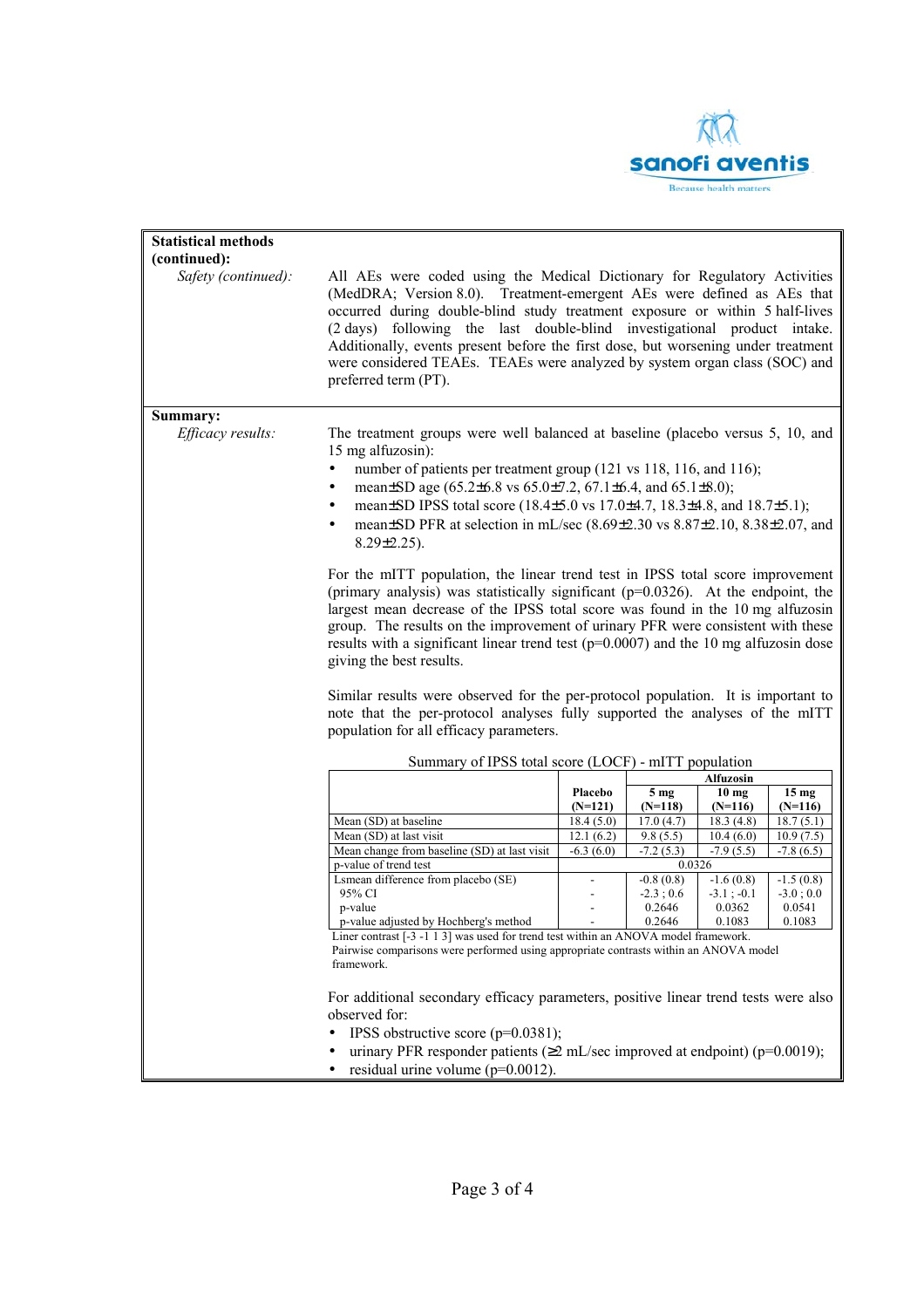**Statistical methods (continued):**

*Safety (continued):*

All AEs were coded using the Medical Dictionary for Regulatory Activities (MedDRA; Version 8.0). Treatment-emergent AEs were defined as AEs that occurred during double-blind study treatment exposure or within 5 half-lives (2 days) following the last double-blind investigational product intake. Additionally, events present before the first dose, but worsening under treatment were considered TEAEs. TEAEs were analyzed by system organ class (SOC) and preferred term (PT).

**Summary:**

*Efficacy results:*

The treatment groups were well balanced at baseline (placebo versus 5, 10, and 15 mg alfuzosin):

- number of patients per treatment group (121 vs 118, 116, and 116);
- mean±SD age (65.2±6.8 vs 65.0±7.2, 67.1±6.4, and 65.1±8.0);
- mean±SD IPSS total score (18.4±5.0 vs 17.0±4.7, 18.3±4.8, and 18.7±5.1);
- mean±SD PFR at selection in mL/sec (8.69±2.30 vs 8.87±2.10, 8.38±2.07, and 8.29±2.25).

For the mITT population, the linear trend test in IPSS total score improvement (primary analysis) was statistically significant (p=0.0326). At the endpoint, the largest mean decrease of the IPSS total score was found in the 10 mg alfuzosin group. The results on the improvement of urinary PFR were consistent with these results with a significant linear trend test (p=0.0007) and the 10 mg alfuzosin dose giving the best results.

Similar results were observed for the per-protocol population. It is important to note that the per-protocol analyses fully supported the analyses of the mITT population for all efficacy parameters.

Summary of IPSS total score (LOCF) - mITT population

| | Placebo | Alfuzosin | | |
|---|---|---|---|---|
| | (N=121) | 5 mg (N=118) | 10 mg (N=116) | 15 mg (N=116) |
| Mean (SD) at baseline | 18.4 (5.0) | 17.0 (4.7) | 18.3 (4.8) | 18.7 (5.1) |
| Mean (SD) at last visit | 12.1 (6.2) | 9.8 (5.5) | 10.4 (6.0) | 10.9 (7.5) |
| Mean change from baseline (SD) at last visit | -6.3 (6.0) | -7.2 (5.3) | -7.9 (5.5) | -7.8 (6.5) |
| p-value of trend test | 0.0326 | | | |
| Lsmean difference from placebo (SE) | - | -0.8 (0.8) | -1.6 (0.8) | -1.5 (0.8) |
| 95% CI | - | -2.3 ; 0.6 | -3.1 ; -0.1 | -3.0 ; 0.0 |
| p-value | - | 0.2646 | 0.0362 | 0.0541 |
| p-value adjusted by Hochberg's method | - | 0.2646 | 0.1083 | 0.1083 |

Liner contrast [-3 -1 1 3] was used for trend test within an ANOVA model framework.
Pairwise comparisons were performed using appropriate contrasts within an ANOVA model framework.

For additional secondary efficacy parameters, positive linear trend tests were also observed for:

- IPSS obstructive score (p=0.0381);
- urinary PFR responder patients (≥2 mL/sec improved at endpoint) (p=0.0019);
- residual urine volume (p=0.0012).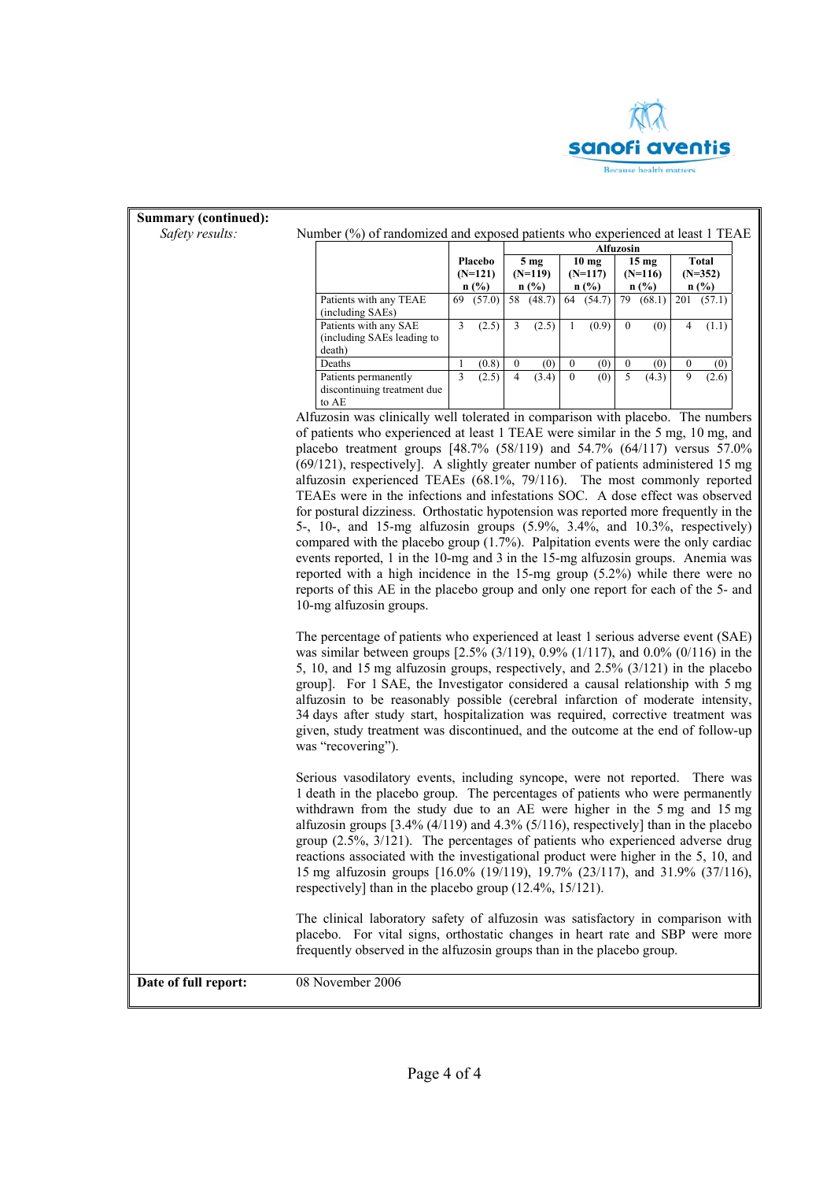**Summary (continued):**

*Safety results:*

Number (%) of randomized and exposed patients who experienced at least 1 TEAE

| | Placebo (N=121) n (%) | Alfuzosin 5 mg (N=119) n (%) | 10 mg (N=117) n (%) | 15 mg (N=116) n (%) | Total (N=352) n (%) |
|---|---|---|---|---|---|
| Patients with any TEAE (including SAEs) | 69 (57.0) | 58 (48.7) | 64 (54.7) | 79 (68.1) | 201 (57.1) |
| Patients with any SAE (including SAEs leading to death) | 3 (2.5) | 3 (2.5) | 1 (0.9) | 0 (0) | 4 (1.1) |
| Deaths | 1 (0.8) | 0 (0) | 0 (0) | 0 (0) | 0 (0) |
| Patients permanently discontinuing treatment due to AE | 3 (2.5) | 4 (3.4) | 0 (0) | 5 (4.3) | 9 (2.6) |

Alfuzosin was clinically well tolerated in comparison with placebo. The numbers of patients who experienced at least 1 TEAE were similar in the 5 mg, 10 mg, and placebo treatment groups [48.7% (58/119) and 54.7% (64/117) versus 57.0% (69/121), respectively]. A slightly greater number of patients administered 15 mg alfuzosin experienced TEAEs (68.1%, 79/116). The most commonly reported TEAEs were in the infections and infestations SOC. A dose effect was observed for postural dizziness. Orthostatic hypotension was reported more frequently in the 5-, 10-, and 15-mg alfuzosin groups (5.9%, 3.4%, and 10.3%, respectively) compared with the placebo group (1.7%). Palpitation events were the only cardiac events reported, 1 in the 10-mg and 3 in the 15-mg alfuzosin groups. Anemia was reported with a high incidence in the 15-mg group (5.2%) while there were no reports of this AE in the placebo group and only one report for each of the 5- and 10-mg alfuzosin groups.

The percentage of patients who experienced at least 1 serious adverse event (SAE) was similar between groups [2.5% (3/119), 0.9% (1/117), and 0.0% (0/116) in the 5, 10, and 15 mg alfuzosin groups, respectively, and 2.5% (3/121) in the placebo group]. For 1 SAE, the Investigator considered a causal relationship with 5 mg alfuzosin to be reasonably possible (cerebral infarction of moderate intensity, 34 days after study start, hospitalization was required, corrective treatment was given, study treatment was discontinued, and the outcome at the end of follow-up was "recovering").

Serious vasodilatory events, including syncope, were not reported. There was 1 death in the placebo group. The percentages of patients who were permanently withdrawn from the study due to an AE were higher in the 5 mg and 15 mg alfuzosin groups [3.4% (4/119) and 4.3% (5/116), respectively] than in the placebo group (2.5%, 3/121). The percentages of patients who experienced adverse drug reactions associated with the investigational product were higher in the 5, 10, and 15 mg alfuzosin groups [16.0% (19/119), 19.7% (23/117), and 31.9% (37/116), respectively] than in the placebo group (12.4%, 15/121).

The clinical laboratory safety of alfuzosin was satisfactory in comparison with placebo. For vital signs, orthostatic changes in heart rate and SBP were more frequently observed in the alfuzosin groups than in the placebo group.

**Date of full report:** 08 November 2006